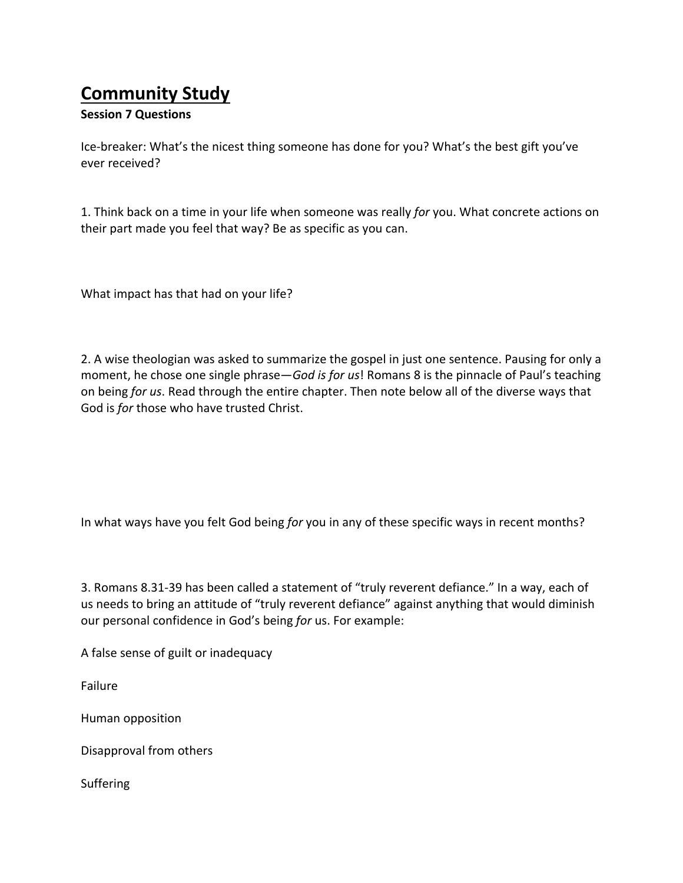# Community Study

**Session 7 Questions**

Ice-breaker: What's the nicest thing someone has done for you? What's the best gift you've ever received?

1. Think back on a time in your life when someone was really *for* you. What concrete actions on their part made you feel that way? Be as specific as you can.

What impact has that had on your life?

2. A wise theologian was asked to summarize the gospel in just one sentence. Pausing for only a moment, he chose one single phrase—*God is for us*! Romans 8 is the pinnacle of Paul's teaching on being *for us*. Read through the entire chapter. Then note below all of the diverse ways that God is *for* those who have trusted Christ.

In what ways have you felt God being *for* you in any of these specific ways in recent months?

3. Romans 8.31-39 has been called a statement of "truly reverent defiance." In a way, each of us needs to bring an attitude of "truly reverent defiance" against anything that would diminish our personal confidence in God's being *for* us. For example:

A false sense of guilt or inadequacy

Failure

Human opposition

Disapproval from others

Suffering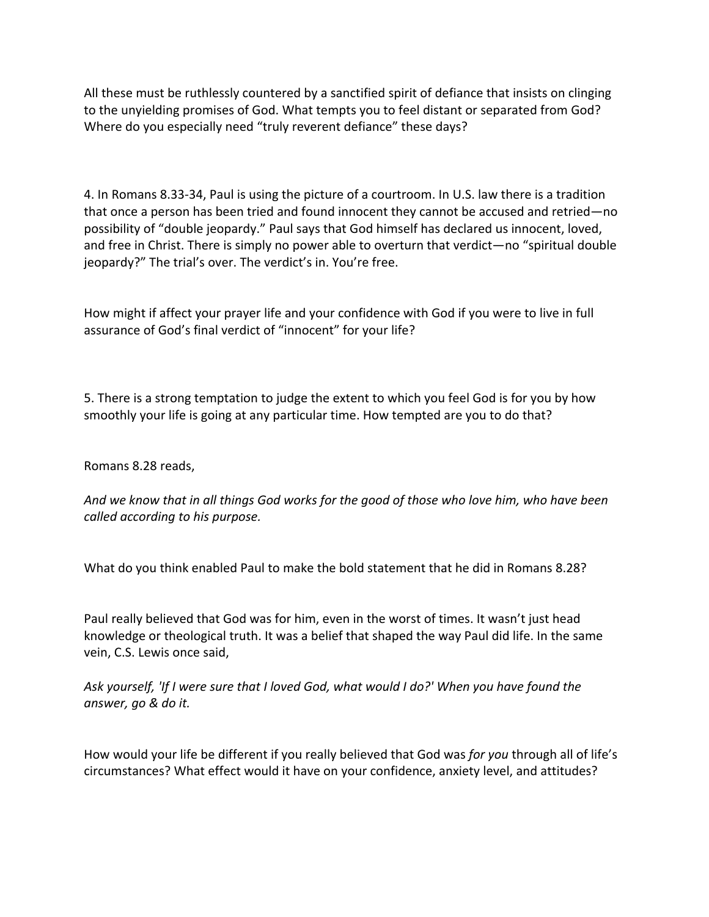All these must be ruthlessly countered by a sanctified spirit of defiance that insists on clinging to the unyielding promises of God. What tempts you to feel distant or separated from God? Where do you especially need "truly reverent defiance" these days?

4. In Romans 8.33-34, Paul is using the picture of a courtroom. In U.S. law there is a tradition that once a person has been tried and found innocent they cannot be accused and retried—no possibility of "double jeopardy." Paul says that God himself has declared us innocent, loved, and free in Christ. There is simply no power able to overturn that verdict—no "spiritual double jeopardy?" The trial's over. The verdict's in. You're free.

How might if affect your prayer life and your confidence with God if you were to live in full assurance of God's final verdict of "innocent" for your life?

5. There is a strong temptation to judge the extent to which you feel God is for you by how smoothly your life is going at any particular time. How tempted are you to do that?

Romans 8.28 reads,

*And we know that in all things God works for the good of those who love him, who have been called according to his purpose.*

What do you think enabled Paul to make the bold statement that he did in Romans 8.28?

Paul really believed that God was for him, even in the worst of times. It wasn't just head knowledge or theological truth. It was a belief that shaped the way Paul did life. In the same vein, C.S. Lewis once said,

*Ask yourself, 'If I were sure that I loved God, what would I do?' When you have found the answer, go & do it.*

How would your life be different if you really believed that God was *for you* through all of life's circumstances? What effect would it have on your confidence, anxiety level, and attitudes?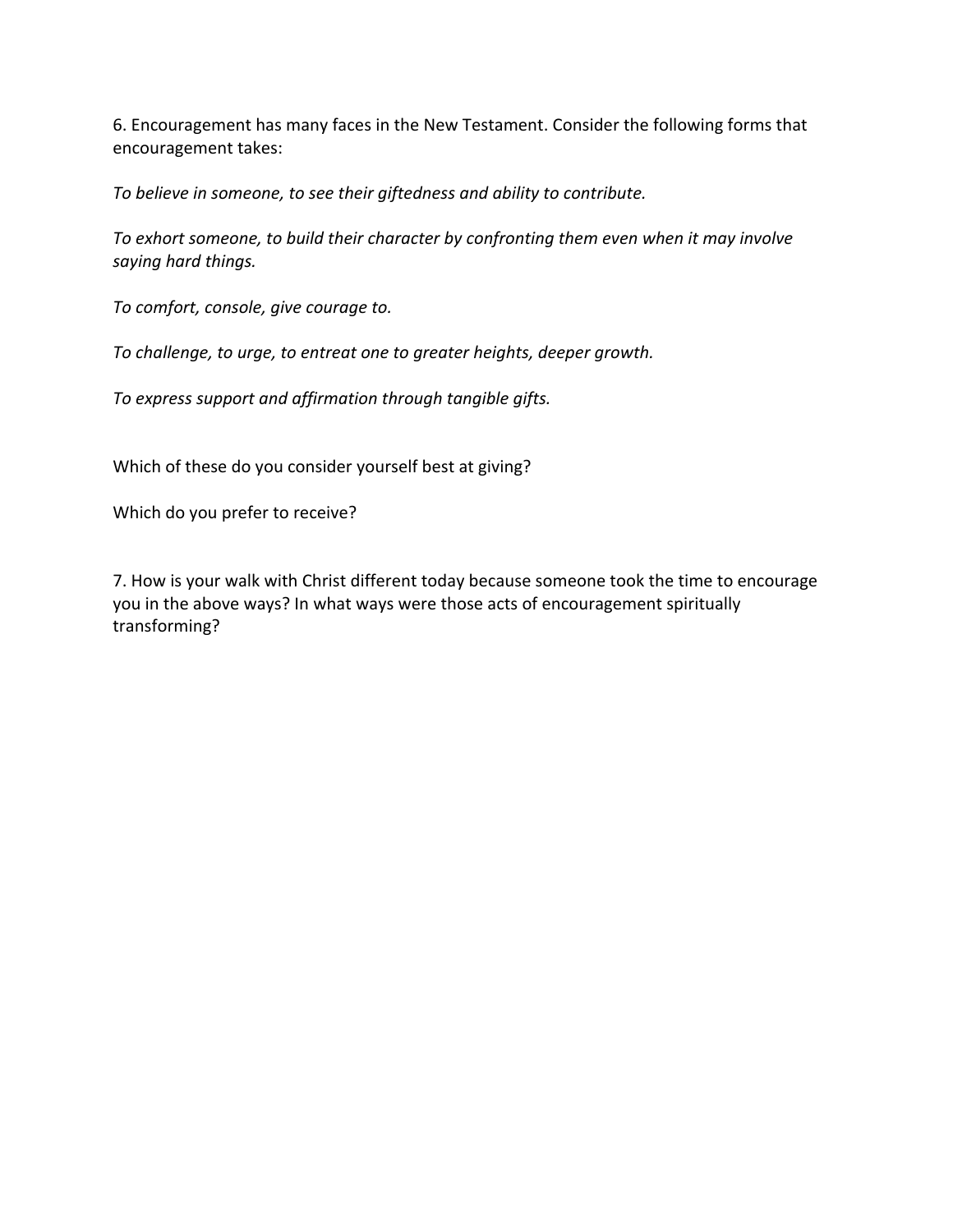6. Encouragement has many faces in the New Testament. Consider the following forms that encouragement takes:

*To believe in someone, to see their giftedness and ability to contribute.*

*To exhort someone, to build their character by confronting them even when it may involve saying hard things.*

*To comfort, console, give courage to.*

*To challenge, to urge, to entreat one to greater heights, deeper growth.*

*To express support and affirmation through tangible gifts.*

Which of these do you consider yourself best at giving?

Which do you prefer to receive?

7. How is your walk with Christ different today because someone took the time to encourage you in the above ways? In what ways were those acts of encouragement spiritually transforming?